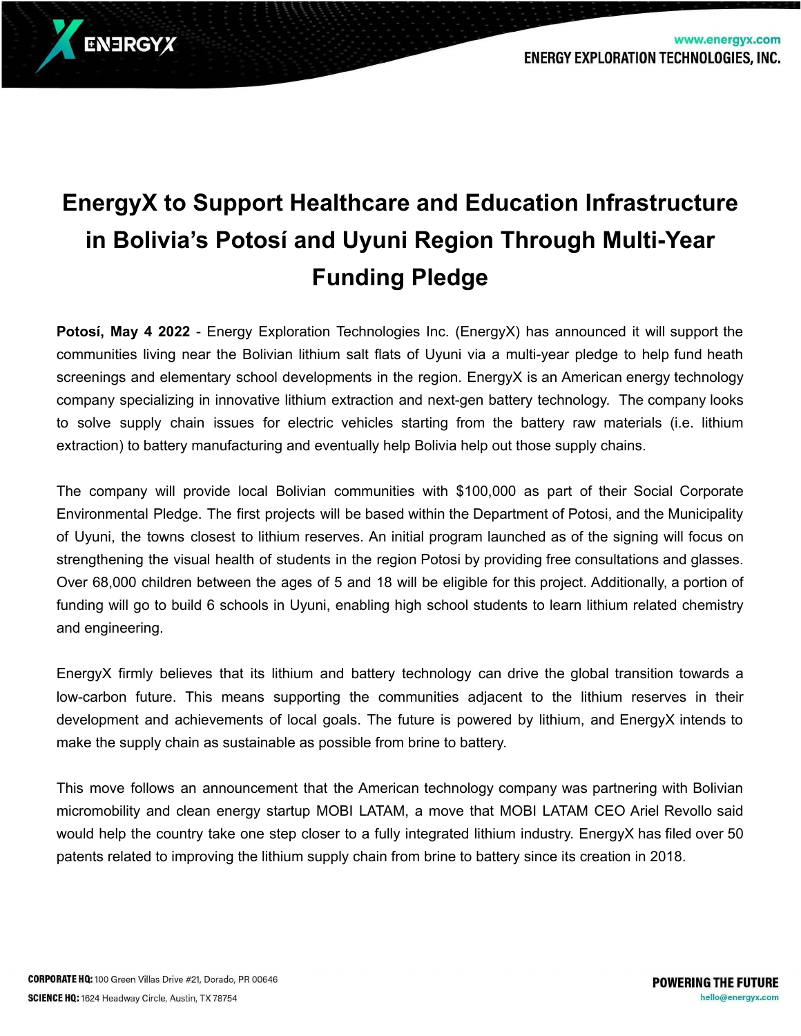# EnergyX to Support Healthcare and Education Infrastructure in Bolivia's Potosí and Uyuni Region Through Multi-Year Funding Pledge

**Potosí, May 4 2022** - Energy Exploration Technologies Inc. (EnergyX) has announced it will support the communities living near the Bolivian lithium salt flats of Uyuni via a multi-year pledge to help fund heath screenings and elementary school developments in the region. EnergyX is an American energy technology company specializing in innovative lithium extraction and next-gen battery technology. The company looks to solve supply chain issues for electric vehicles starting from the battery raw materials (i.e. lithium extraction) to battery manufacturing and eventually help Bolivia help out those supply chains.

The company will provide local Bolivian communities with $100,000 as part of their Social Corporate Environmental Pledge. The first projects will be based within the Department of Potosi, and the Municipality of Uyuni, the towns closest to lithium reserves. An initial program launched as of the signing will focus on strengthening the visual health of students in the region Potosi by providing free consultations and glasses. Over 68,000 children between the ages of 5 and 18 will be eligible for this project. Additionally, a portion of funding will go to build 6 schools in Uyuni, enabling high school students to learn lithium related chemistry and engineering.

EnergyX firmly believes that its lithium and battery technology can drive the global transition towards a low-carbon future. This means supporting the communities adjacent to the lithium reserves in their development and achievements of local goals. The future is powered by lithium, and EnergyX intends to make the supply chain as sustainable as possible from brine to battery.

This move follows an announcement that the American technology company was partnering with Bolivian micromobility and clean energy startup MOBI LATAM, a move that MOBI LATAM CEO Ariel Revollo said would help the country take one step closer to a fully integrated lithium industry. EnergyX has filed over 50 patents related to improving the lithium supply chain from brine to battery since its creation in 2018.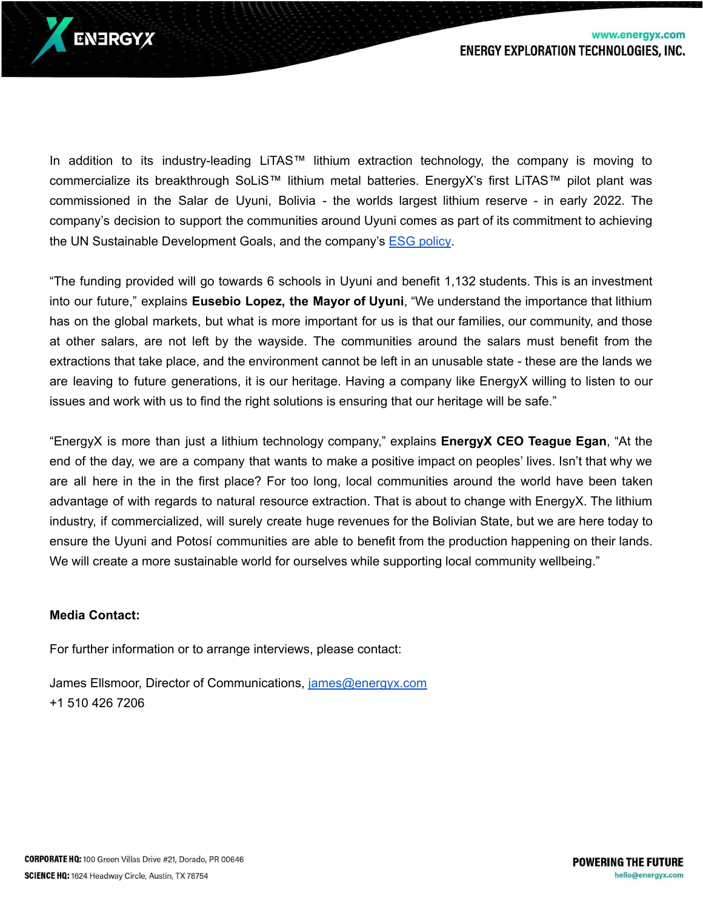In addition to its industry-leading LiTAS™ lithium extraction technology, the company is moving to commercialize its breakthrough SoLiS™ lithium metal batteries. EnergyX's first LiTAS™ pilot plant was commissioned in the Salar de Uyuni, Bolivia - the worlds largest lithium reserve - in early 2022. The company's decision to support the communities around Uyuni comes as part of its commitment to achieving the UN Sustainable Development Goals, and the company's ESG policy.

"The funding provided will go towards 6 schools in Uyuni and benefit 1,132 students. This is an investment into our future," explains **Eusebio Lopez, the Mayor of Uyuni**, "We understand the importance that lithium has on the global markets, but what is more important for us is that our families, our community, and those at other salars, are not left by the wayside. The communities around the salars must benefit from the extractions that take place, and the environment cannot be left in an unusable state - these are the lands we are leaving to future generations, it is our heritage. Having a company like EnergyX willing to listen to our issues and work with us to find the right solutions is ensuring that our heritage will be safe."

"EnergyX is more than just a lithium technology company," explains **EnergyX CEO Teague Egan**, "At the end of the day, we are a company that wants to make a positive impact on peoples' lives. Isn't that why we are all here in the in the first place? For too long, local communities around the world have been taken advantage of with regards to natural resource extraction. That is about to change with EnergyX. The lithium industry, if commercialized, will surely create huge revenues for the Bolivian State, but we are here today to ensure the Uyuni and Potosí communities are able to benefit from the production happening on their lands. We will create a more sustainable world for ourselves while supporting local community wellbeing."

**Media Contact:**

For further information or to arrange interviews, please contact:

James Ellsmoor, Director of Communications, james@energyx.com
+1 510 426 7206